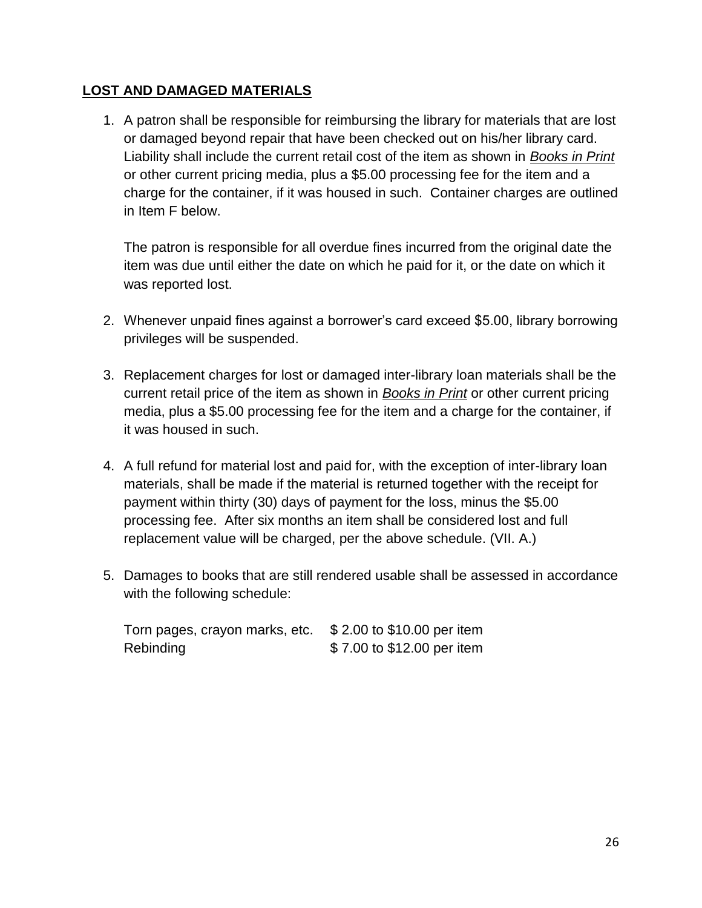## **LOST AND DAMAGED MATERIALS**

1. A patron shall be responsible for reimbursing the library for materials that are lost or damaged beyond repair that have been checked out on his/her library card. Liability shall include the current retail cost of the item as shown in ***Books in Print*** or other current pricing media, plus a $5.00 processing fee for the item and a charge for the container, if it was housed in such. Container charges are outlined in Item F below.

   The patron is responsible for all overdue fines incurred from the original date the item was due until either the date on which he paid for it, or the date on which it was reported lost.

2. Whenever unpaid fines against a borrower's card exceed $5.00, library borrowing privileges will be suspended.

3. Replacement charges for lost or damaged inter-library loan materials shall be the current retail price of the item as shown in ***Books in Print*** or other current pricing media, plus a $5.00 processing fee for the item and a charge for the container, if it was housed in such.

4. A full refund for material lost and paid for, with the exception of inter-library loan materials, shall be made if the material is returned together with the receipt for payment within thirty (30) days of payment for the loss, minus the $5.00 processing fee. After six months an item shall be considered lost and full replacement value will be charged, per the above schedule. (VII. A.)

5. Damages to books that are still rendered usable shall be assessed in accordance with the following schedule:

   | | |
   |---|---|
   | Torn pages, crayon marks, etc. | $ 2.00 to $10.00 per item |
   | Rebinding | $ 7.00 to $12.00 per item |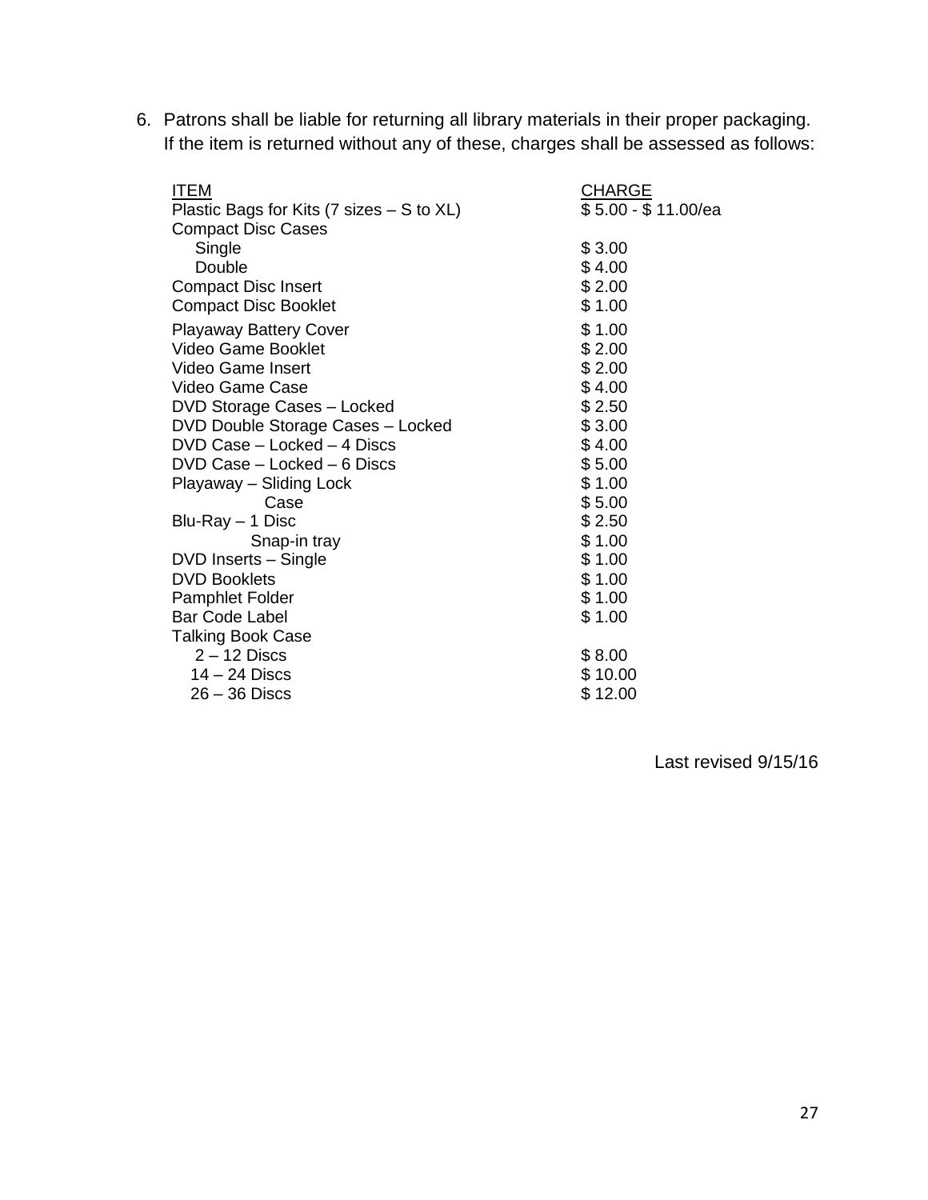6. Patrons shall be liable for returning all library materials in their proper packaging. If the item is returned without any of these, charges shall be assessed as follows:

| ITEM | CHARGE |
|---|---|
| Plastic Bags for Kits (7 sizes – S to XL) | $ 5.00 - $ 11.00/ea |
| Compact Disc Cases | |
| Single | $ 3.00 |
| Double | $ 4.00 |
| Compact Disc Insert | $ 2.00 |
| Compact Disc Booklet | $ 1.00 |
| Playaway Battery Cover | $ 1.00 |
| Video Game Booklet | $ 2.00 |
| Video Game Insert | $ 2.00 |
| Video Game Case | $ 4.00 |
| DVD Storage Cases – Locked | $ 2.50 |
| DVD Double Storage Cases – Locked | $ 3.00 |
| DVD Case – Locked – 4 Discs | $ 4.00 |
| DVD Case – Locked – 6 Discs | $ 5.00 |
| Playaway – Sliding Lock | $ 1.00 |
| Case | $ 5.00 |
| Blu-Ray – 1 Disc | $ 2.50 |
| Snap-in tray | $ 1.00 |
| DVD Inserts – Single | $ 1.00 |
| DVD Booklets | $ 1.00 |
| Pamphlet Folder | $ 1.00 |
| Bar Code Label | $ 1.00 |
| Talking Book Case | |
| 2 – 12 Discs | $ 8.00 |
| 14 – 24 Discs | $ 10.00 |
| 26 – 36 Discs | $ 12.00 |

Last revised 9/15/16